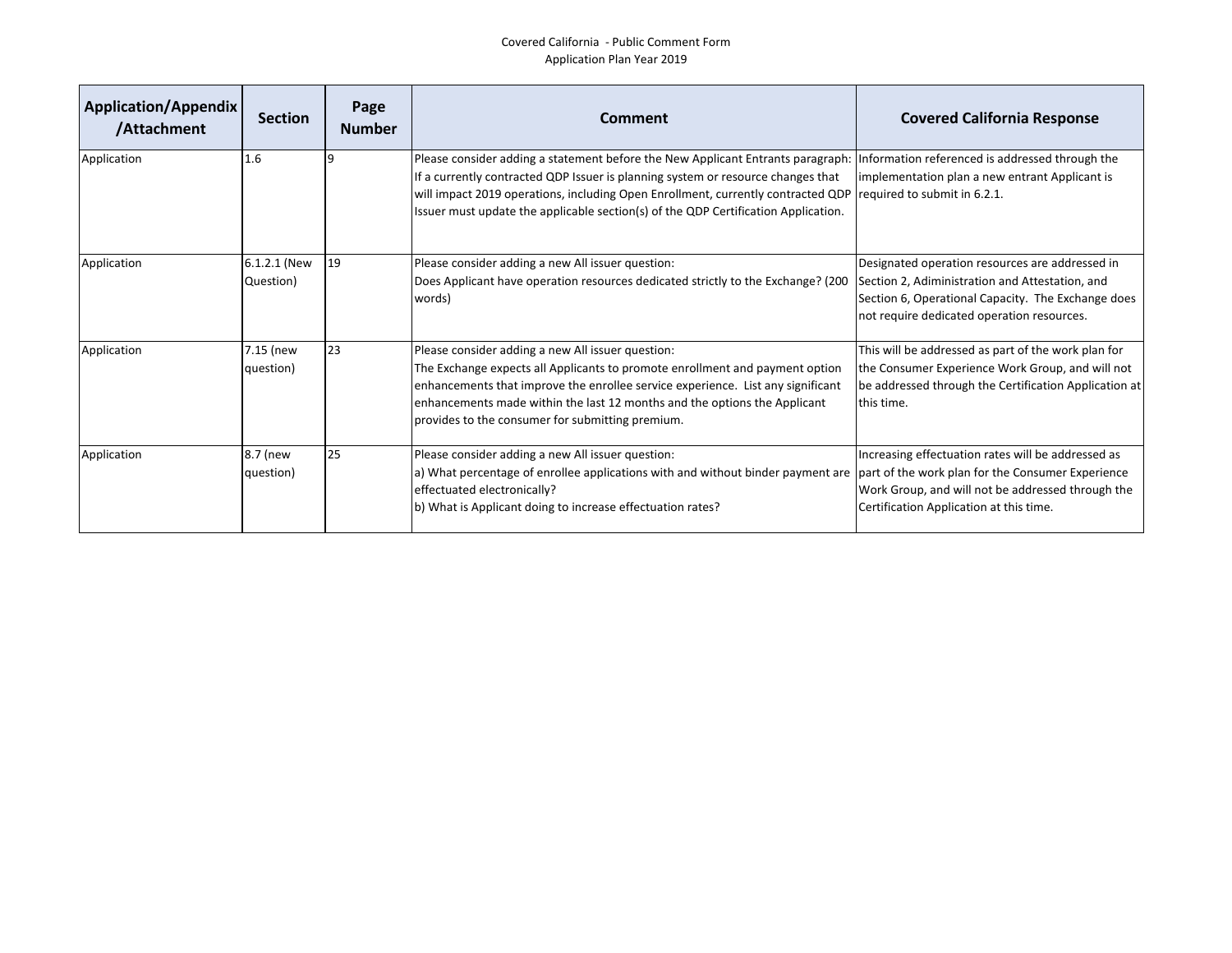Covered California - Public Comment Form
Application Plan Year 2019

| Application/Appendix /Attachment | Section | Page Number | Comment | Covered California Response |
|---|---|---|---|---|
| Application | 1.6 | 9 | Please consider adding a statement before the New Applicant Entrants paragraph: If a currently contracted QDP Issuer is planning system or resource changes that will impact 2019 operations, including Open Enrollment, currently contracted QDP Issuer must update the applicable section(s) of the QDP Certification Application. | Information referenced is addressed through the implementation plan a new entrant Applicant is required to submit in 6.2.1. |
| Application | 6.1.2.1 (New Question) | 19 | Please consider adding a new All issuer question: Does Applicant have operation resources dedicated strictly to the Exchange? (200 words) | Designated operation resources are addressed in Section 2, Adiministration and Attestation, and Section 6, Operational Capacity. The Exchange does not require dedicated operation resources. |
| Application | 7.15 (new question) | 23 | Please consider adding a new All issuer question: The Exchange expects all Applicants to promote enrollment and payment option enhancements that improve the enrollee service experience. List any significant enhancements made within the last 12 months and the options the Applicant provides to the consumer for submitting premium. | This will be addressed as part of the work plan for the Consumer Experience Work Group, and will not be addressed through the Certification Application at this time. |
| Application | 8.7 (new question) | 25 | Please consider adding a new All issuer question: a) What percentage of enrollee applications with and without binder payment are effectuated electronically? b) What is Applicant doing to increase effectuation rates? | Increasing effectuation rates will be addressed as part of the work plan for the Consumer Experience Work Group, and will not be addressed through the Certification Application at this time. |